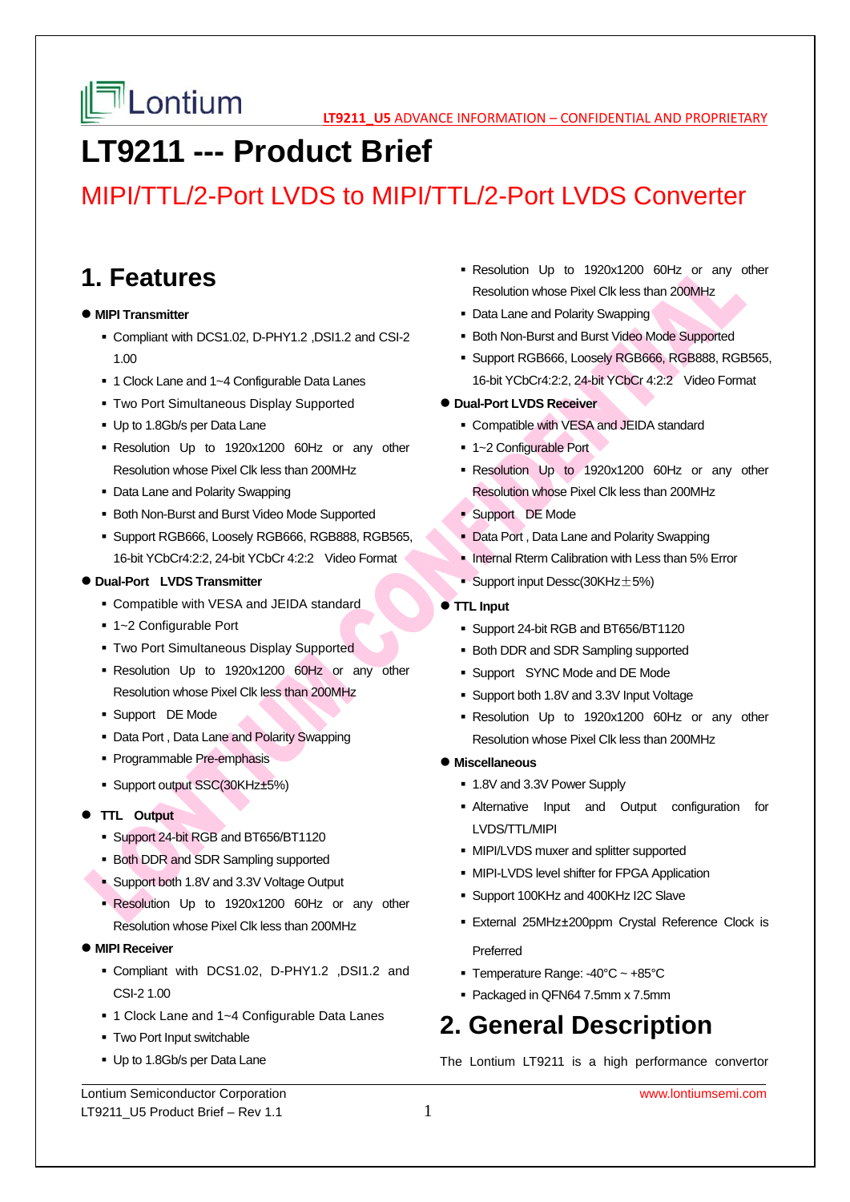# LT9211 --- Product Brief

## MIPI/TTL/2-Port LVDS to MIPI/TTL/2-Port LVDS Converter

# 1. Features

- **MIPI Transmitter**
  - Compliant with DCS1.02, D-PHY1.2 ,DSI1.2 and CSI-2 1.00
  - 1 Clock Lane and 1~4 Configurable Data Lanes
  - Two Port Simultaneous Display Supported
  - Up to 1.8Gb/s per Data Lane
  - Resolution Up to 1920x1200 60Hz or any other Resolution whose Pixel Clk less than 200MHz
  - Data Lane and Polarity Swapping
  - Both Non-Burst and Burst Video Mode Supported
  - Support RGB666, Loosely RGB666, RGB888, RGB565, 16-bit YCbCr4:2:2, 24-bit YCbCr 4:2:2 Video Format
- **Dual-Port LVDS Transmitter**
  - Compatible with VESA and JEIDA standard
  - 1~2 Configurable Port
  - Two Port Simultaneous Display Supported
  - Resolution Up to 1920x1200 60Hz or any other Resolution whose Pixel Clk less than 200MHz
  - Support DE Mode
  - Data Port , Data Lane and Polarity Swapping
  - Programmable Pre-emphasis
  - Support output SSC(30KHz±5%)
- **TTL Output**
  - Support 24-bit RGB and BT656/BT1120
  - Both DDR and SDR Sampling supported
  - Support both 1.8V and 3.3V Voltage Output
  - Resolution Up to 1920x1200 60Hz or any other Resolution whose Pixel Clk less than 200MHz
- **MIPI Receiver**
  - Compliant with DCS1.02, D-PHY1.2 ,DSI1.2 and CSI-2 1.00
  - 1 Clock Lane and 1~4 Configurable Data Lanes
  - Two Port Input switchable
  - Up to 1.8Gb/s per Data Lane
  - Resolution Up to 1920x1200 60Hz or any other Resolution whose Pixel Clk less than 200MHz
  - Data Lane and Polarity Swapping
  - Both Non-Burst and Burst Video Mode Supported
  - Support RGB666, Loosely RGB666, RGB888, RGB565, 16-bit YCbCr4:2:2, 24-bit YCbCr 4:2:2 Video Format
- **Dual-Port LVDS Receiver**
  - Compatible with VESA and JEIDA standard
  - 1~2 Configurable Port
  - Resolution Up to 1920x1200 60Hz or any other Resolution whose Pixel Clk less than 200MHz
  - Support DE Mode
  - Data Port , Data Lane and Polarity Swapping
  - Internal Rterm Calibration with Less than 5% Error
  - Support input Dessc(30KHz±5%)
- **TTL Input**
  - Support 24-bit RGB and BT656/BT1120
  - Both DDR and SDR Sampling supported
  - Support SYNC Mode and DE Mode
  - Support both 1.8V and 3.3V Input Voltage
  - Resolution Up to 1920x1200 60Hz or any other Resolution whose Pixel Clk less than 200MHz
- **Miscellaneous**
  - 1.8V and 3.3V Power Supply
  - Alternative Input and Output configuration for LVDS/TTL/MIPI
  - MIPI/LVDS muxer and splitter supported
  - MIPI-LVDS level shifter for FPGA Application
  - Support 100KHz and 400KHz I2C Slave
  - External 25MHz±200ppm Crystal Reference Clock is Preferred
  - Temperature Range: -40°C ~ +85°C
  - Packaged in QFN64 7.5mm x 7.5mm

# 2. General Description

The Lontium LT9211 is a high performance convertor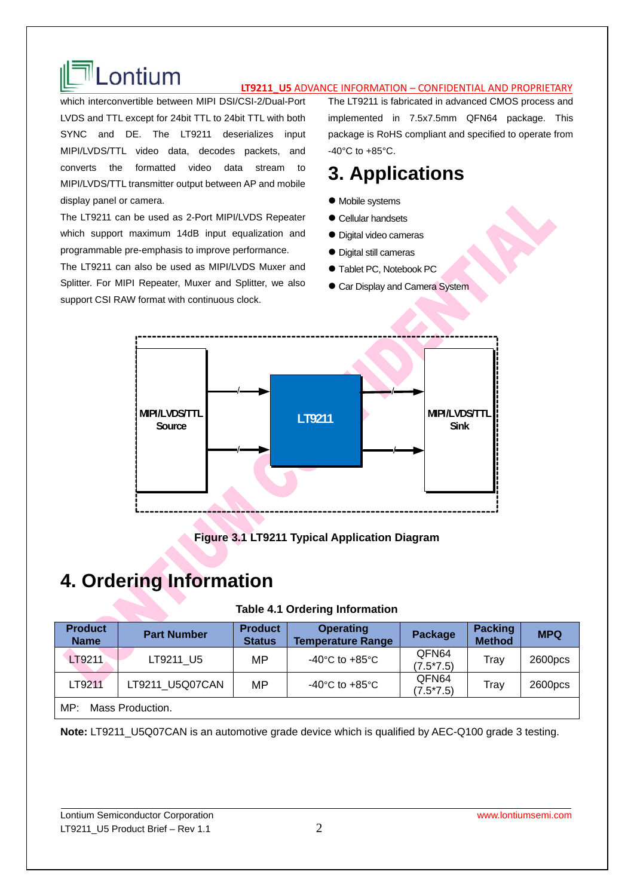which interconvertible between MIPI DSI/CSI-2/Dual-Port LVDS and TTL except for 24bit TTL to 24bit TTL with both SYNC and DE. The LT9211 deserializes input MIPI/LVDS/TTL video data, decodes packets, and converts the formatted video data stream to MIPI/LVDS/TTL transmitter output between AP and mobile display panel or camera.

The LT9211 can be used as 2-Port MIPI/LVDS Repeater which support maximum 14dB input equalization and programmable pre-emphasis to improve performance.

The LT9211 can also be used as MIPI/LVDS Muxer and Splitter. For MIPI Repeater, Muxer and Splitter, we also support CSI RAW format with continuous clock.

The LT9211 is fabricated in advanced CMOS process and implemented in 7.5x7.5mm QFN64 package. This package is RoHS compliant and specified to operate from -40°C to +85°C.

# 3. Applications

- Mobile systems
- Cellular handsets
- Digital video cameras
- Digital still cameras
- Tablet PC, Notebook PC
- Car Display and Camera System

MIPI/LVDS/TTL Source → LT9211 → MIPI/LVDS/TTL Sink

**Figure 3.1 LT9211 Typical Application Diagram**

# 4. Ordering Information

**Table 4.1 Ordering Information**

| Product Name | Part Number | Product Status | Operating Temperature Range | Package | Packing Method | MPQ |
|---|---|---|---|---|---|---|
| LT9211 | LT9211_U5 | MP | -40°C to +85°C | QFN64 (7.5*7.5) | Tray | 2600pcs |
| LT9211 | LT9211_U5Q07CAN | MP | -40°C to +85°C | QFN64 (7.5*7.5) | Tray | 2600pcs |
| MP: Mass Production. | | | | | | |

**Note:** LT9211_U5Q07CAN is an automotive grade device which is qualified by AEC-Q100 grade 3 testing.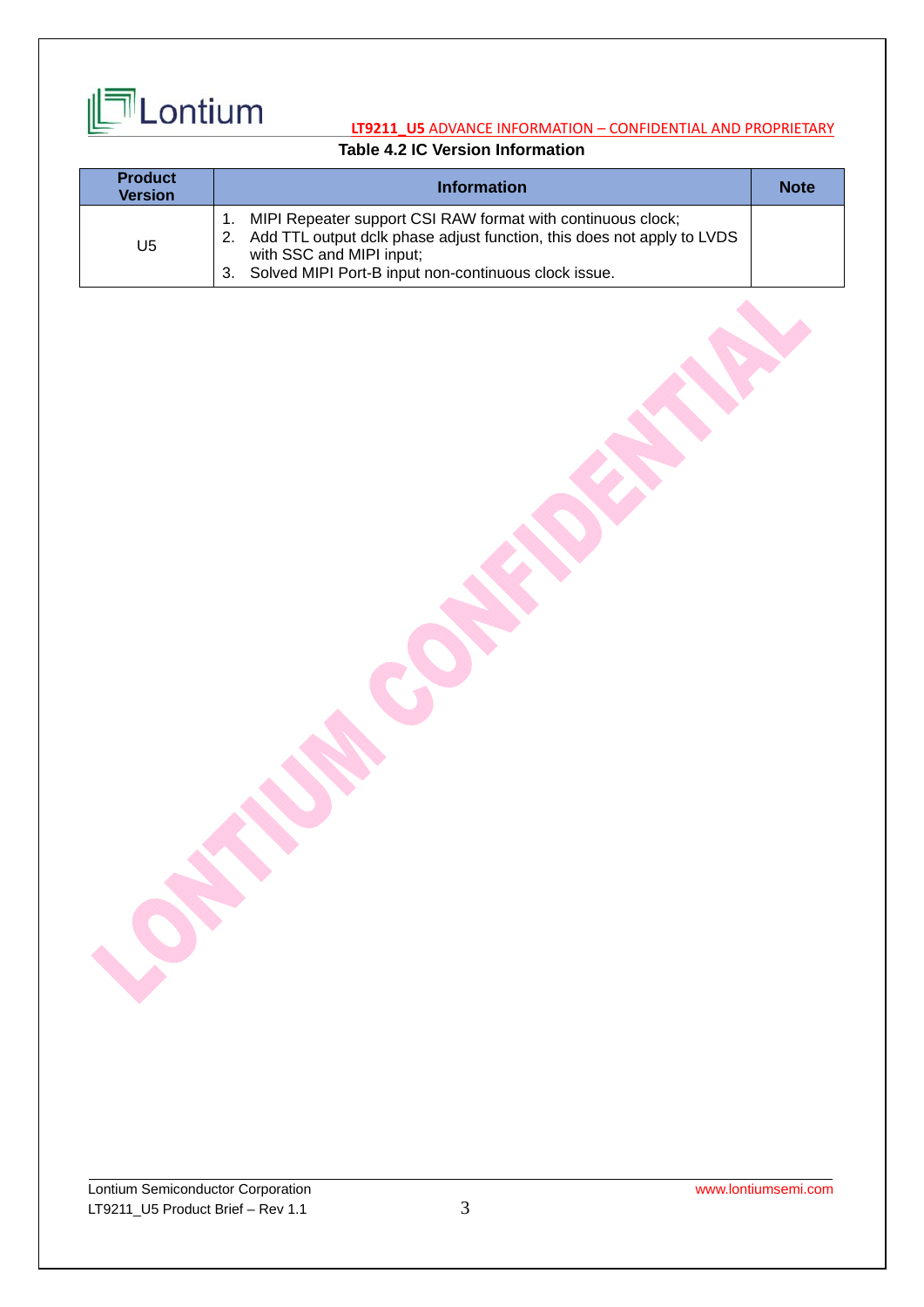Table 4.2 IC Version Information

| Product Version | Information | Note |
|---|---|---|
| U5 | 1. MIPI Repeater support CSI RAW format with continuous clock;<br>2. Add TTL output dclk phase adjust function, this does not apply to LVDS with SSC and MIPI input;<br>3. Solved MIPI Port-B input non-continuous clock issue. | |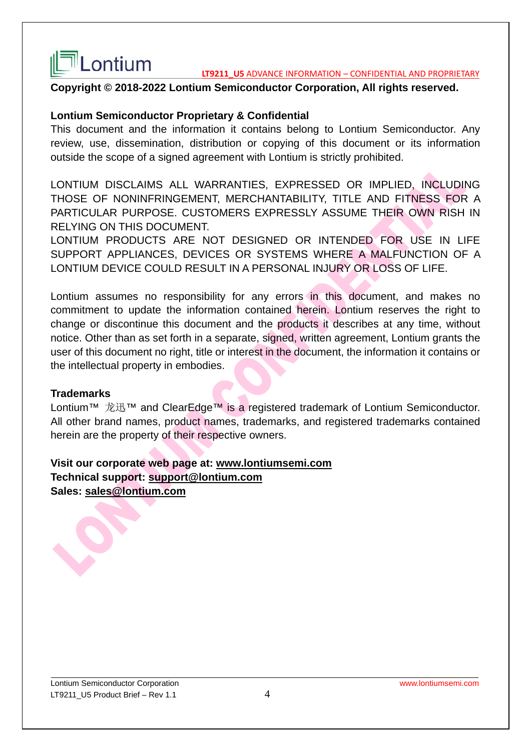**Copyright © 2018-2022 Lontium Semiconductor Corporation, All rights reserved.**

**Lontium Semiconductor Proprietary & Confidential**

This document and the information it contains belong to Lontium Semiconductor. Any review, use, dissemination, distribution or copying of this document or its information outside the scope of a signed agreement with Lontium is strictly prohibited.

LONTIUM DISCLAIMS ALL WARRANTIES, EXPRESSED OR IMPLIED, INCLUDING THOSE OF NONINFRINGEMENT, MERCHANTABILITY, TITLE AND FITNESS FOR A PARTICULAR PURPOSE. CUSTOMERS EXPRESSLY ASSUME THEIR OWN RISH IN RELYING ON THIS DOCUMENT.

LONTIUM PRODUCTS ARE NOT DESIGNED OR INTENDED FOR USE IN LIFE SUPPORT APPLIANCES, DEVICES OR SYSTEMS WHERE A MALFUNCTION OF A LONTIUM DEVICE COULD RESULT IN A PERSONAL INJURY OR LOSS OF LIFE.

Lontium assumes no responsibility for any errors in this document, and makes no commitment to update the information contained herein. Lontium reserves the right to change or discontinue this document and the products it describes at any time, without notice. Other than as set forth in a separate, signed, written agreement, Lontium grants the user of this document no right, title or interest in the document, the information it contains or the intellectual property in embodies.

**Trademarks**

Lontium™ 龙迅™ and ClearEdge™ is a registered trademark of Lontium Semiconductor. All other brand names, product names, trademarks, and registered trademarks contained herein are the property of their respective owners.

**Visit our corporate web page at: www.lontiumsemi.com**
**Technical support: support@lontium.com**
**Sales: sales@lontium.com**